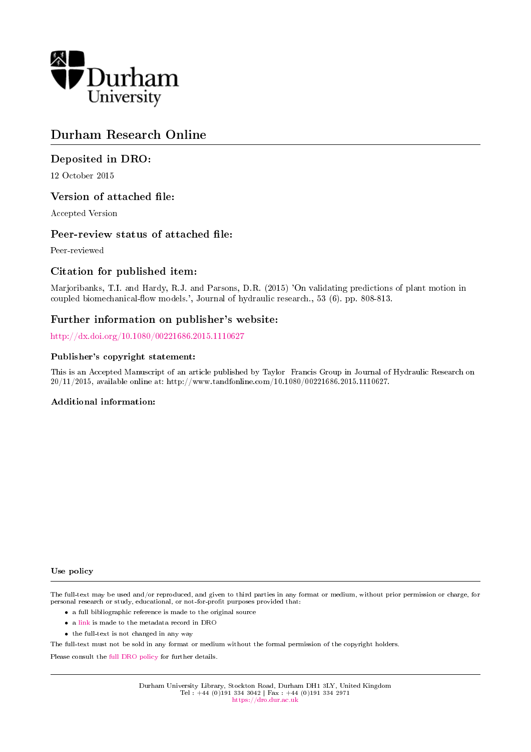Durham University

# Durham Research Online

## Deposited in DRO:

12 October 2015

## Version of attached file:

Accepted Version

## Peer-review status of attached file:

Peer-reviewed

## Citation for published item:

Marjoribanks, T.I. and Hardy, R.J. and Parsons, D.R. (2015) 'On validating predictions of plant motion in coupled biomechanical-flow models.', Journal of hydraulic research., 53 (6). pp. 808-813.

## Further information on publisher's website:

http://dx.doi.org/10.1080/00221686.2015.1110627

### Publisher's copyright statement:

This is an Accepted Manuscript of an article published by Taylor Francis Group in Journal of Hydraulic Research on 20/11/2015, available online at: http://www.tandfonline.com/10.1080/00221686.2015.1110627.

### Additional information:

### Use policy

The full-text may be used and/or reproduced, and given to third parties in any format or medium, without prior permission or charge, for personal research or study, educational, or not-for-profit purposes provided that:

- a full bibliographic reference is made to the original source
- a link is made to the metadata record in DRO
- the full-text is not changed in any way

The full-text must not be sold in any format or medium without the formal permission of the copyright holders.

Please consult the full DRO policy for further details.

Durham University Library, Stockton Road, Durham DH1 3LY, United Kingdom
Tel : +44 (0)191 334 3042 | Fax : +44 (0)191 334 2971
https://dro.dur.ac.uk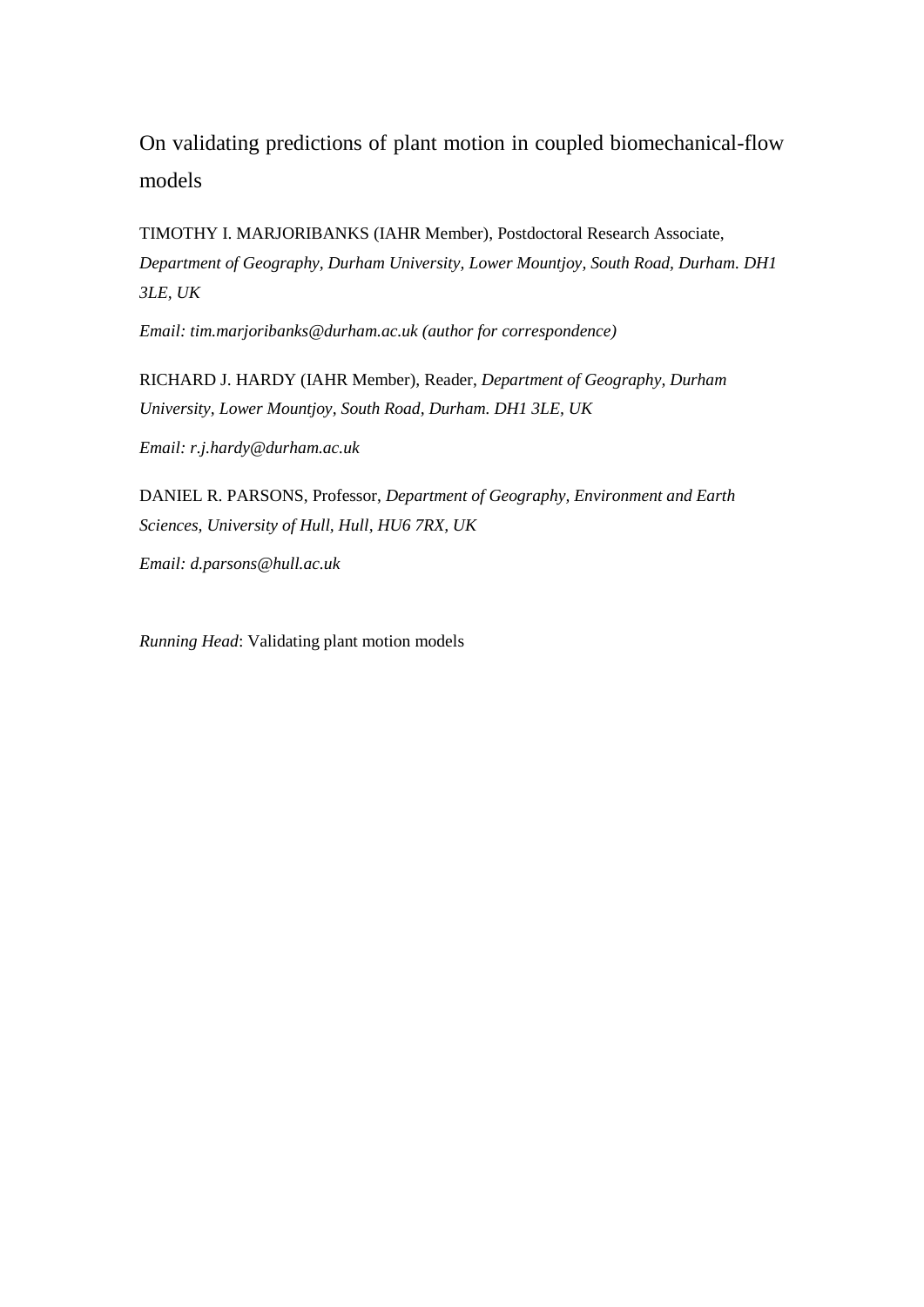# On validating predictions of plant motion in coupled biomechanical-flow models

TIMOTHY I. MARJORIBANKS (IAHR Member), Postdoctoral Research Associate, *Department of Geography, Durham University, Lower Mountjoy, South Road, Durham. DH1 3LE, UK*

*Email: tim.marjoribanks@durham.ac.uk (author for correspondence)*

RICHARD J. HARDY (IAHR Member), Reader, *Department of Geography, Durham University, Lower Mountjoy, South Road, Durham. DH1 3LE, UK*

*Email: r.j.hardy@durham.ac.uk*

DANIEL R. PARSONS, Professor, *Department of Geography, Environment and Earth Sciences, University of Hull, Hull, HU6 7RX, UK*

*Email: d.parsons@hull.ac.uk*

*Running Head*: Validating plant motion models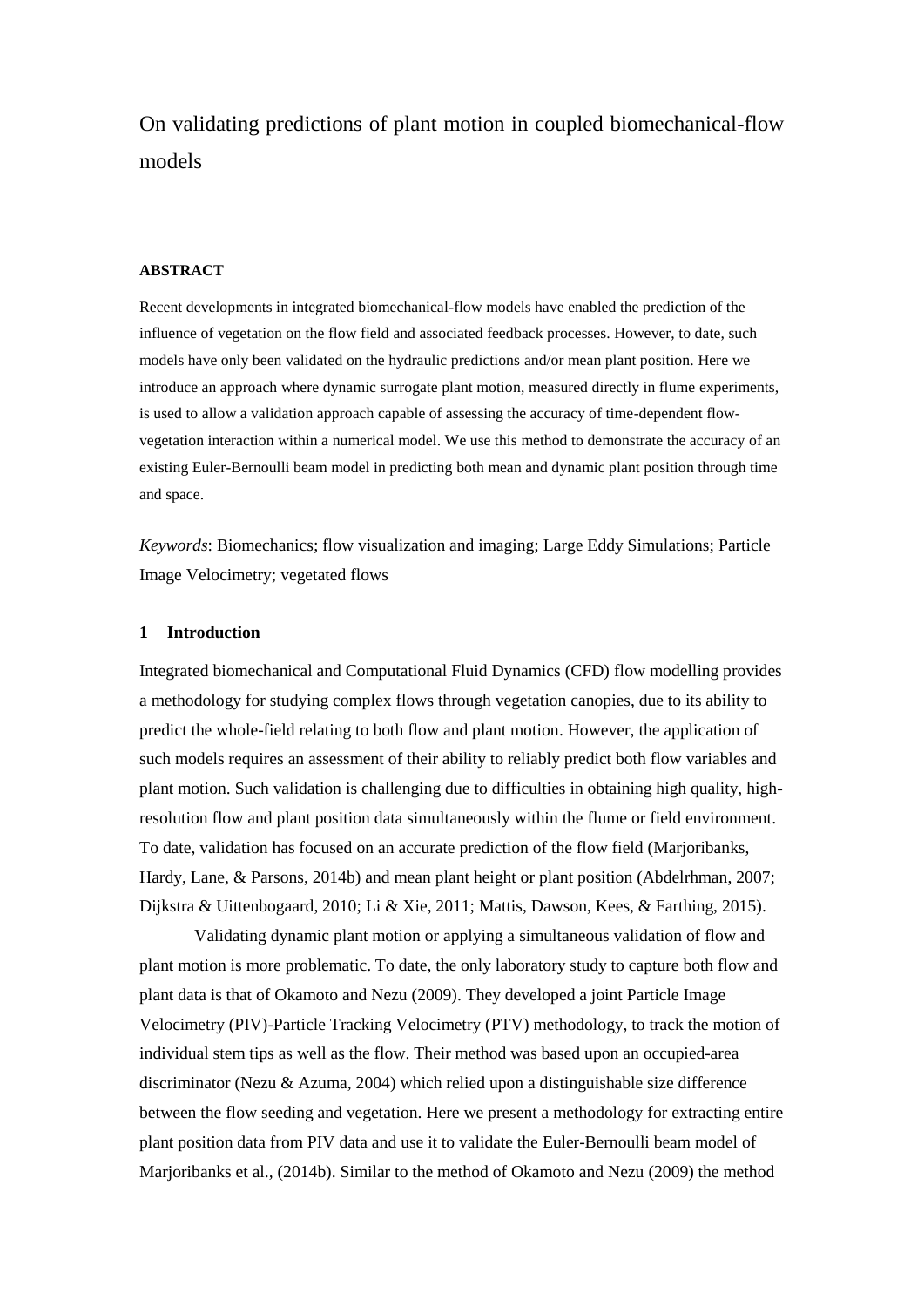# On validating predictions of plant motion in coupled biomechanical-flow models

**ABSTRACT**

Recent developments in integrated biomechanical-flow models have enabled the prediction of the influence of vegetation on the flow field and associated feedback processes. However, to date, such models have only been validated on the hydraulic predictions and/or mean plant position. Here we introduce an approach where dynamic surrogate plant motion, measured directly in flume experiments, is used to allow a validation approach capable of assessing the accuracy of time-dependent flow-vegetation interaction within a numerical model. We use this method to demonstrate the accuracy of an existing Euler-Bernoulli beam model in predicting both mean and dynamic plant position through time and space.

*Keywords*: Biomechanics; flow visualization and imaging; Large Eddy Simulations; Particle Image Velocimetry; vegetated flows

## 1 Introduction

Integrated biomechanical and Computational Fluid Dynamics (CFD) flow modelling provides a methodology for studying complex flows through vegetation canopies, due to its ability to predict the whole-field relating to both flow and plant motion. However, the application of such models requires an assessment of their ability to reliably predict both flow variables and plant motion. Such validation is challenging due to difficulties in obtaining high quality, high-resolution flow and plant position data simultaneously within the flume or field environment. To date, validation has focused on an accurate prediction of the flow field (Marjoribanks, Hardy, Lane, & Parsons, 2014b) and mean plant height or plant position (Abdelrhman, 2007; Dijkstra & Uittenbogaard, 2010; Li & Xie, 2011; Mattis, Dawson, Kees, & Farthing, 2015).

Validating dynamic plant motion or applying a simultaneous validation of flow and plant motion is more problematic. To date, the only laboratory study to capture both flow and plant data is that of Okamoto and Nezu (2009). They developed a joint Particle Image Velocimetry (PIV)-Particle Tracking Velocimetry (PTV) methodology, to track the motion of individual stem tips as well as the flow. Their method was based upon an occupied-area discriminator (Nezu & Azuma, 2004) which relied upon a distinguishable size difference between the flow seeding and vegetation. Here we present a methodology for extracting entire plant position data from PIV data and use it to validate the Euler-Bernoulli beam model of Marjoribanks et al., (2014b). Similar to the method of Okamoto and Nezu (2009) the method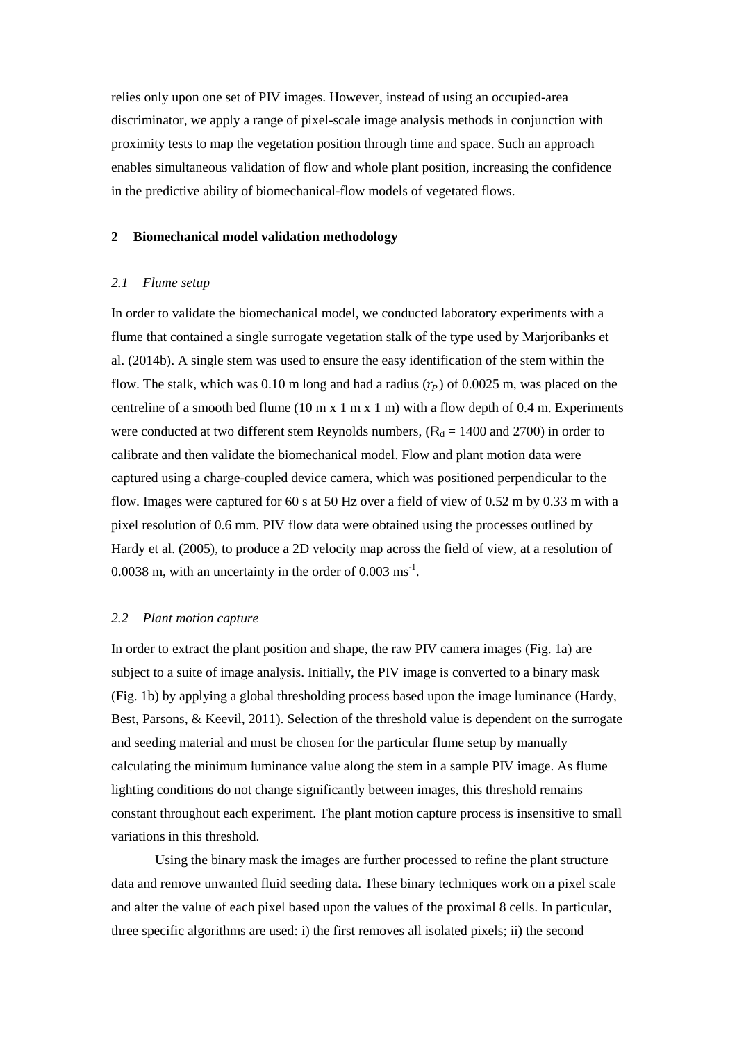relies only upon one set of PIV images. However, instead of using an occupied-area discriminator, we apply a range of pixel-scale image analysis methods in conjunction with proximity tests to map the vegetation position through time and space. Such an approach enables simultaneous validation of flow and whole plant position, increasing the confidence in the predictive ability of biomechanical-flow models of vegetated flows.

## 2 Biomechanical model validation methodology

### *2.1 Flume setup*

In order to validate the biomechanical model, we conducted laboratory experiments with a flume that contained a single surrogate vegetation stalk of the type used by Marjoribanks et al. (2014b). A single stem was used to ensure the easy identification of the stem within the flow. The stalk, which was 0.10 m long and had a radius ($r_P$) of 0.0025 m, was placed on the centreline of a smooth bed flume (10 m x 1 m x 1 m) with a flow depth of 0.4 m. Experiments were conducted at two different stem Reynolds numbers, ($R_d$ = 1400 and 2700) in order to calibrate and then validate the biomechanical model. Flow and plant motion data were captured using a charge-coupled device camera, which was positioned perpendicular to the flow. Images were captured for 60 s at 50 Hz over a field of view of 0.52 m by 0.33 m with a pixel resolution of 0.6 mm. PIV flow data were obtained using the processes outlined by Hardy et al. (2005), to produce a 2D velocity map across the field of view, at a resolution of 0.0038 m, with an uncertainty in the order of 0.003 $ms^{-1}$.

### *2.2 Plant motion capture*

In order to extract the plant position and shape, the raw PIV camera images (Fig. 1a) are subject to a suite of image analysis. Initially, the PIV image is converted to a binary mask (Fig. 1b) by applying a global thresholding process based upon the image luminance (Hardy, Best, Parsons, & Keevil, 2011). Selection of the threshold value is dependent on the surrogate and seeding material and must be chosen for the particular flume setup by manually calculating the minimum luminance value along the stem in a sample PIV image. As flume lighting conditions do not change significantly between images, this threshold remains constant throughout each experiment. The plant motion capture process is insensitive to small variations in this threshold.

Using the binary mask the images are further processed to refine the plant structure data and remove unwanted fluid seeding data. These binary techniques work on a pixel scale and alter the value of each pixel based upon the values of the proximal 8 cells. In particular, three specific algorithms are used: i) the first removes all isolated pixels; ii) the second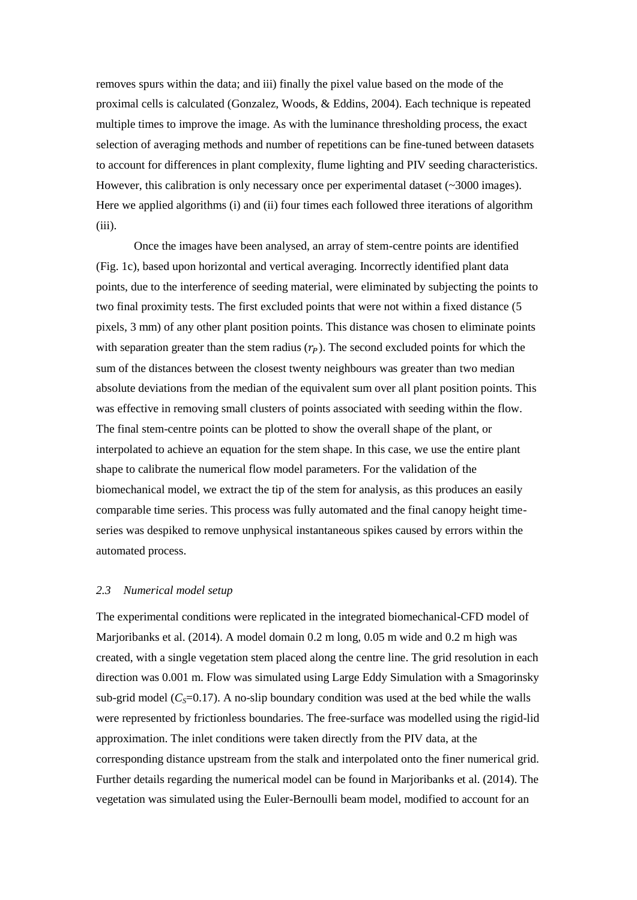removes spurs within the data; and iii) finally the pixel value based on the mode of the proximal cells is calculated (Gonzalez, Woods, & Eddins, 2004). Each technique is repeated multiple times to improve the image. As with the luminance thresholding process, the exact selection of averaging methods and number of repetitions can be fine-tuned between datasets to account for differences in plant complexity, flume lighting and PIV seeding characteristics. However, this calibration is only necessary once per experimental dataset (~3000 images). Here we applied algorithms (i) and (ii) four times each followed three iterations of algorithm (iii).

Once the images have been analysed, an array of stem-centre points are identified (Fig. 1c), based upon horizontal and vertical averaging. Incorrectly identified plant data points, due to the interference of seeding material, were eliminated by subjecting the points to two final proximity tests. The first excluded points that were not within a fixed distance (5 pixels, 3 mm) of any other plant position points. This distance was chosen to eliminate points with separation greater than the stem radius ($r_P$). The second excluded points for which the sum of the distances between the closest twenty neighbours was greater than two median absolute deviations from the median of the equivalent sum over all plant position points. This was effective in removing small clusters of points associated with seeding within the flow. The final stem-centre points can be plotted to show the overall shape of the plant, or interpolated to achieve an equation for the stem shape. In this case, we use the entire plant shape to calibrate the numerical flow model parameters. For the validation of the biomechanical model, we extract the tip of the stem for analysis, as this produces an easily comparable time series. This process was fully automated and the final canopy height time-series was despiked to remove unphysical instantaneous spikes caused by errors within the automated process.

### *2.3 Numerical model setup*

The experimental conditions were replicated in the integrated biomechanical-CFD model of Marjoribanks et al. (2014). A model domain 0.2 m long, 0.05 m wide and 0.2 m high was created, with a single vegetation stem placed along the centre line. The grid resolution in each direction was 0.001 m. Flow was simulated using Large Eddy Simulation with a Smagorinsky sub-grid model ($C_S$=0.17). A no-slip boundary condition was used at the bed while the walls were represented by frictionless boundaries. The free-surface was modelled using the rigid-lid approximation. The inlet conditions were taken directly from the PIV data, at the corresponding distance upstream from the stalk and interpolated onto the finer numerical grid. Further details regarding the numerical model can be found in Marjoribanks et al. (2014). The vegetation was simulated using the Euler-Bernoulli beam model, modified to account for an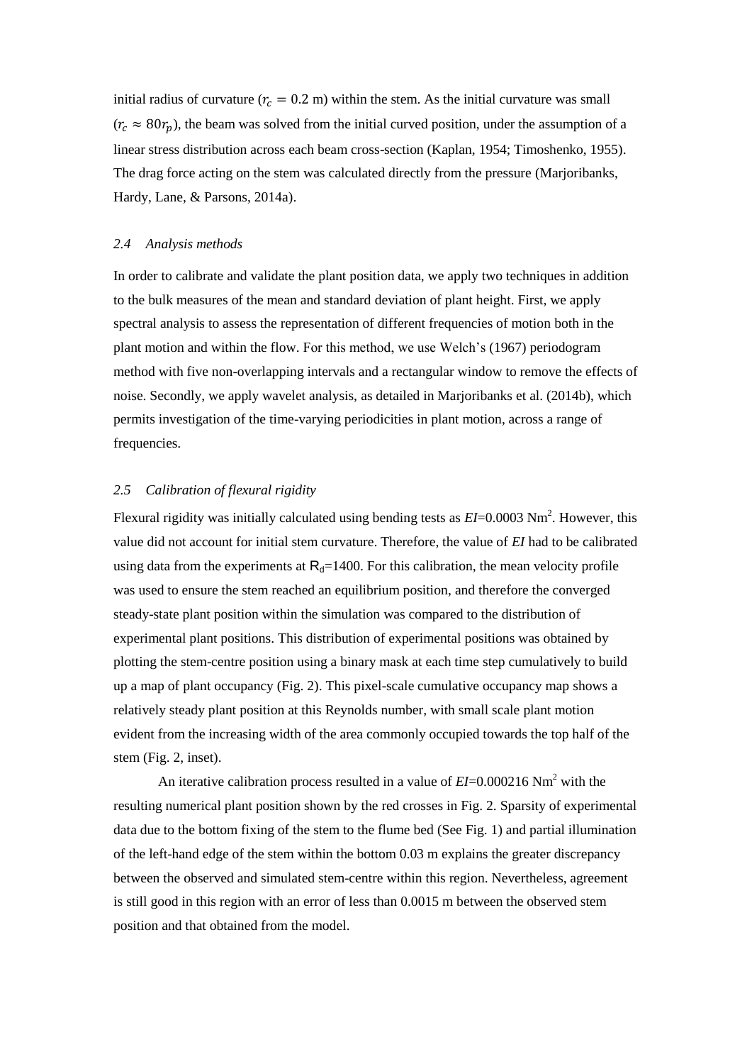initial radius of curvature ($r_c = 0.2$ m) within the stem. As the initial curvature was small ($r_c \approx 80r_p$), the beam was solved from the initial curved position, under the assumption of a linear stress distribution across each beam cross-section (Kaplan, 1954; Timoshenko, 1955). The drag force acting on the stem was calculated directly from the pressure (Marjoribanks, Hardy, Lane, & Parsons, 2014a).

### *2.4 Analysis methods*

In order to calibrate and validate the plant position data, we apply two techniques in addition to the bulk measures of the mean and standard deviation of plant height. First, we apply spectral analysis to assess the representation of different frequencies of motion both in the plant motion and within the flow. For this method, we use Welch's (1967) periodogram method with five non-overlapping intervals and a rectangular window to remove the effects of noise. Secondly, we apply wavelet analysis, as detailed in Marjoribanks et al. (2014b), which permits investigation of the time-varying periodicities in plant motion, across a range of frequencies.

### *2.5 Calibration of flexural rigidity*

Flexural rigidity was initially calculated using bending tests as *EI*=0.0003 Nm$^2$. However, this value did not account for initial stem curvature. Therefore, the value of *EI* had to be calibrated using data from the experiments at $R_d$=1400. For this calibration, the mean velocity profile was used to ensure the stem reached an equilibrium position, and therefore the converged steady-state plant position within the simulation was compared to the distribution of experimental plant positions. This distribution of experimental positions was obtained by plotting the stem-centre position using a binary mask at each time step cumulatively to build up a map of plant occupancy (Fig. 2). This pixel-scale cumulative occupancy map shows a relatively steady plant position at this Reynolds number, with small scale plant motion evident from the increasing width of the area commonly occupied towards the top half of the stem (Fig. 2, inset).

An iterative calibration process resulted in a value of *EI*=0.000216 Nm$^2$ with the resulting numerical plant position shown by the red crosses in Fig. 2. Sparsity of experimental data due to the bottom fixing of the stem to the flume bed (See Fig. 1) and partial illumination of the left-hand edge of the stem within the bottom 0.03 m explains the greater discrepancy between the observed and simulated stem-centre within this region. Nevertheless, agreement is still good in this region with an error of less than 0.0015 m between the observed stem position and that obtained from the model.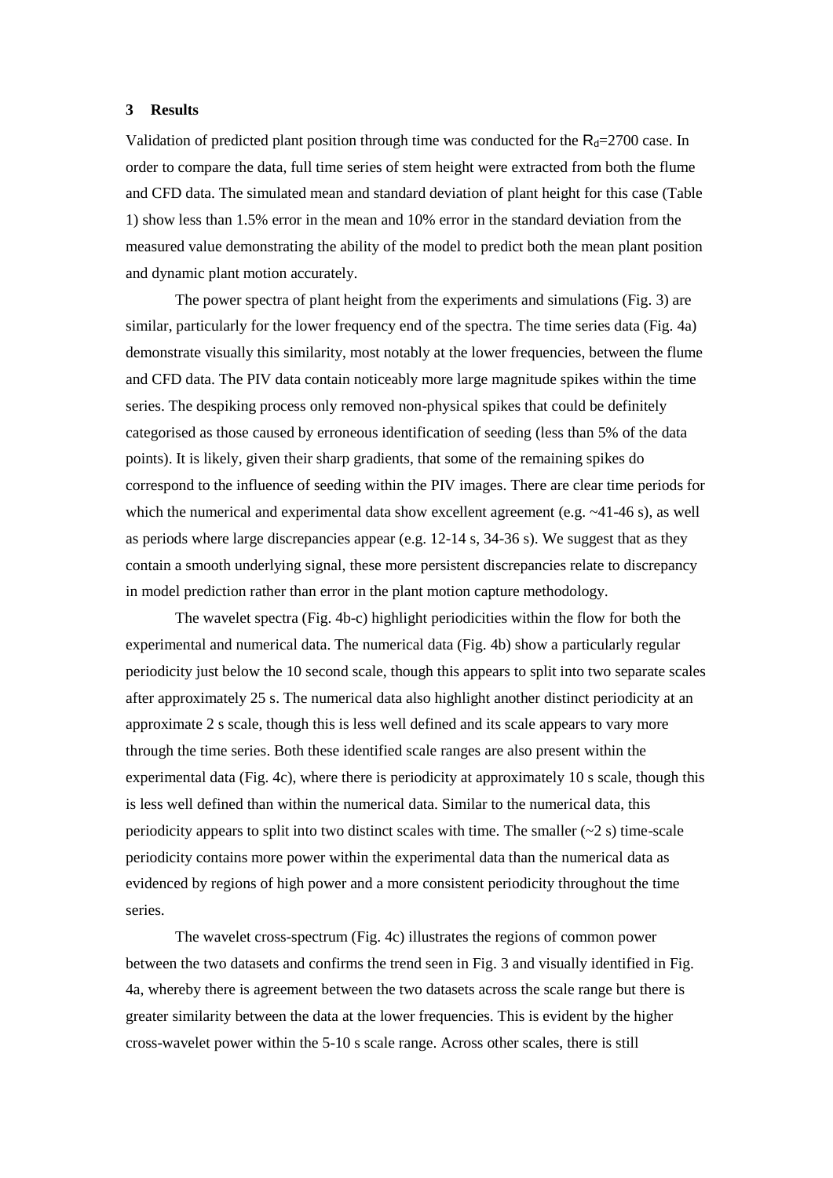## 3 Results

Validation of predicted plant position through time was conducted for the $R_d$=2700 case. In order to compare the data, full time series of stem height were extracted from both the flume and CFD data. The simulated mean and standard deviation of plant height for this case (Table 1) show less than 1.5% error in the mean and 10% error in the standard deviation from the measured value demonstrating the ability of the model to predict both the mean plant position and dynamic plant motion accurately.

The power spectra of plant height from the experiments and simulations (Fig. 3) are similar, particularly for the lower frequency end of the spectra. The time series data (Fig. 4a) demonstrate visually this similarity, most notably at the lower frequencies, between the flume and CFD data. The PIV data contain noticeably more large magnitude spikes within the time series. The despiking process only removed non-physical spikes that could be definitely categorised as those caused by erroneous identification of seeding (less than 5% of the data points). It is likely, given their sharp gradients, that some of the remaining spikes do correspond to the influence of seeding within the PIV images. There are clear time periods for which the numerical and experimental data show excellent agreement (e.g. ~41-46 s), as well as periods where large discrepancies appear (e.g. 12-14 s, 34-36 s). We suggest that as they contain a smooth underlying signal, these more persistent discrepancies relate to discrepancy in model prediction rather than error in the plant motion capture methodology.

The wavelet spectra (Fig. 4b-c) highlight periodicities within the flow for both the experimental and numerical data. The numerical data (Fig. 4b) show a particularly regular periodicity just below the 10 second scale, though this appears to split into two separate scales after approximately 25 s. The numerical data also highlight another distinct periodicity at an approximate 2 s scale, though this is less well defined and its scale appears to vary more through the time series. Both these identified scale ranges are also present within the experimental data (Fig. 4c), where there is periodicity at approximately 10 s scale, though this is less well defined than within the numerical data. Similar to the numerical data, this periodicity appears to split into two distinct scales with time. The smaller (~2 s) time-scale periodicity contains more power within the experimental data than the numerical data as evidenced by regions of high power and a more consistent periodicity throughout the time series.

The wavelet cross-spectrum (Fig. 4c) illustrates the regions of common power between the two datasets and confirms the trend seen in Fig. 3 and visually identified in Fig. 4a, whereby there is agreement between the two datasets across the scale range but there is greater similarity between the data at the lower frequencies. This is evident by the higher cross-wavelet power within the 5-10 s scale range. Across other scales, there is still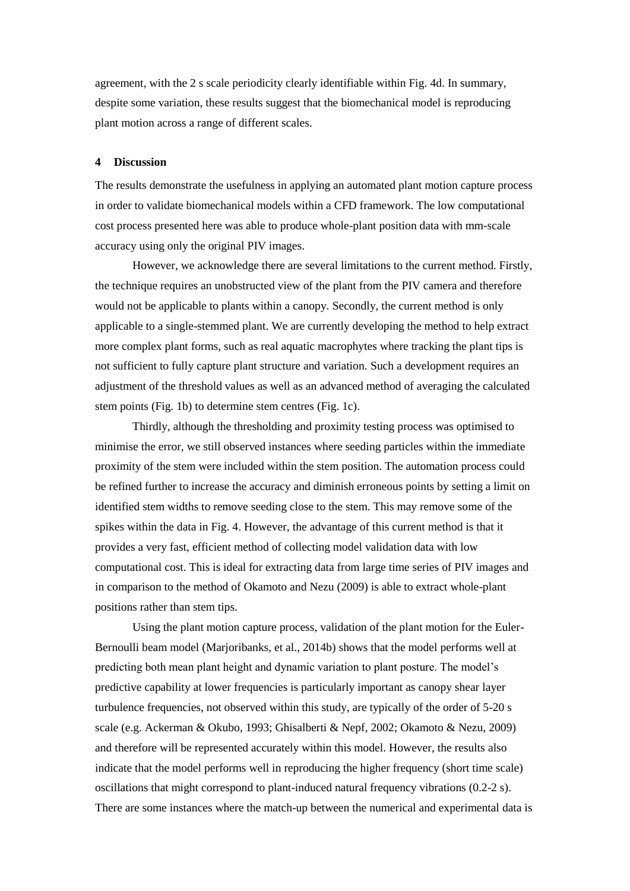agreement, with the 2 s scale periodicity clearly identifiable within Fig. 4d. In summary, despite some variation, these results suggest that the biomechanical model is reproducing plant motion across a range of different scales.

## 4 Discussion

The results demonstrate the usefulness in applying an automated plant motion capture process in order to validate biomechanical models within a CFD framework. The low computational cost process presented here was able to produce whole-plant position data with mm-scale accuracy using only the original PIV images.

However, we acknowledge there are several limitations to the current method. Firstly, the technique requires an unobstructed view of the plant from the PIV camera and therefore would not be applicable to plants within a canopy. Secondly, the current method is only applicable to a single-stemmed plant. We are currently developing the method to help extract more complex plant forms, such as real aquatic macrophytes where tracking the plant tips is not sufficient to fully capture plant structure and variation. Such a development requires an adjustment of the threshold values as well as an advanced method of averaging the calculated stem points (Fig. 1b) to determine stem centres (Fig. 1c).

Thirdly, although the thresholding and proximity testing process was optimised to minimise the error, we still observed instances where seeding particles within the immediate proximity of the stem were included within the stem position. The automation process could be refined further to increase the accuracy and diminish erroneous points by setting a limit on identified stem widths to remove seeding close to the stem. This may remove some of the spikes within the data in Fig. 4. However, the advantage of this current method is that it provides a very fast, efficient method of collecting model validation data with low computational cost. This is ideal for extracting data from large time series of PIV images and in comparison to the method of Okamoto and Nezu (2009) is able to extract whole-plant positions rather than stem tips.

Using the plant motion capture process, validation of the plant motion for the Euler-Bernoulli beam model (Marjoribanks, et al., 2014b) shows that the model performs well at predicting both mean plant height and dynamic variation to plant posture. The model's predictive capability at lower frequencies is particularly important as canopy shear layer turbulence frequencies, not observed within this study, are typically of the order of 5-20 s scale (e.g. Ackerman & Okubo, 1993; Ghisalberti & Nepf, 2002; Okamoto & Nezu, 2009) and therefore will be represented accurately within this model. However, the results also indicate that the model performs well in reproducing the higher frequency (short time scale) oscillations that might correspond to plant-induced natural frequency vibrations (0.2-2 s). There are some instances where the match-up between the numerical and experimental data is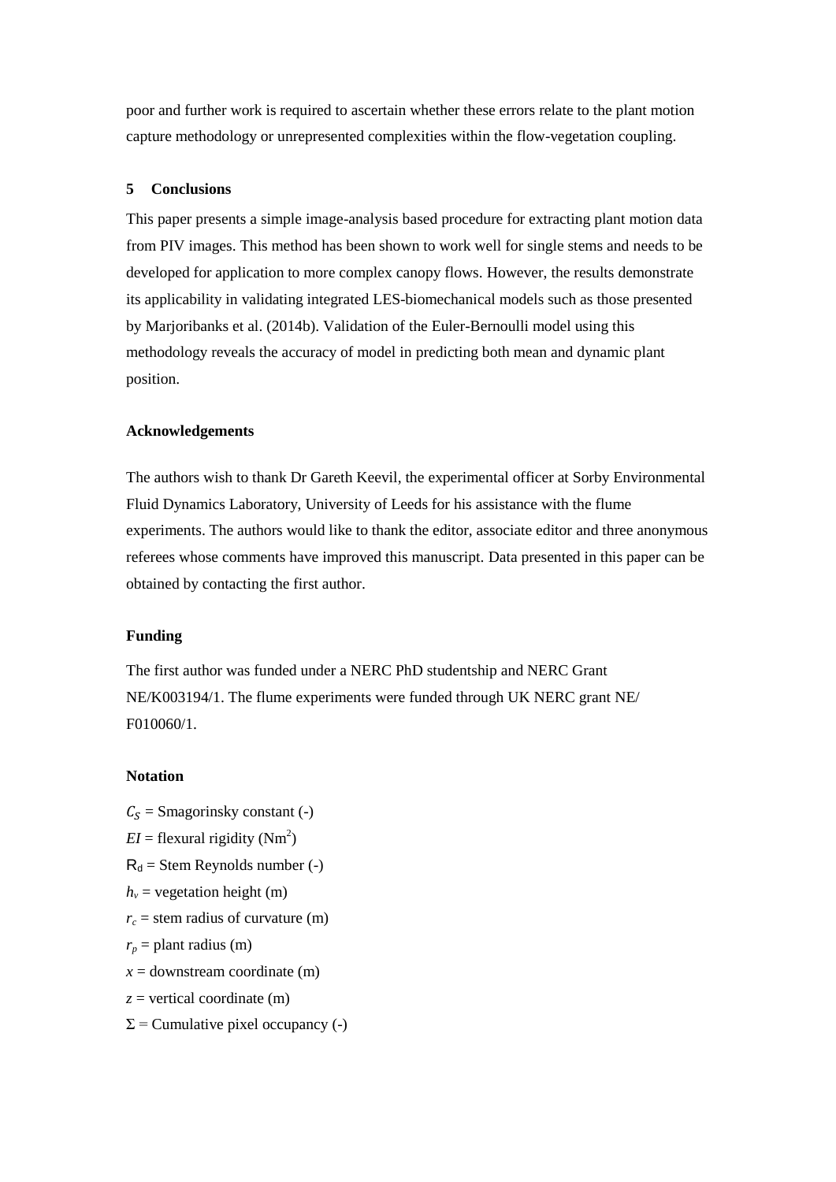poor and further work is required to ascertain whether these errors relate to the plant motion capture methodology or unrepresented complexities within the flow-vegetation coupling.

## 5 Conclusions

This paper presents a simple image-analysis based procedure for extracting plant motion data from PIV images. This method has been shown to work well for single stems and needs to be developed for application to more complex canopy flows. However, the results demonstrate its applicability in validating integrated LES-biomechanical models such as those presented by Marjoribanks et al. (2014b). Validation of the Euler-Bernoulli model using this methodology reveals the accuracy of model in predicting both mean and dynamic plant position.

### Acknowledgements

The authors wish to thank Dr Gareth Keevil, the experimental officer at Sorby Environmental Fluid Dynamics Laboratory, University of Leeds for his assistance with the flume experiments. The authors would like to thank the editor, associate editor and three anonymous referees whose comments have improved this manuscript. Data presented in this paper can be obtained by contacting the first author.

### Funding

The first author was funded under a NERC PhD studentship and NERC Grant NE/K003194/1. The flume experiments were funded through UK NERC grant NE/ F010060/1.

### Notation

$C_S$ = Smagorinsky constant (-)
$EI$ = flexural rigidity ($Nm^2$)
$R_d$ = Stem Reynolds number (-)
$h_v$ = vegetation height (m)
$r_c$ = stem radius of curvature (m)
$r_p$ = plant radius (m)
$x$ = downstream coordinate (m)
$z$ = vertical coordinate (m)
$\Sigma$ = Cumulative pixel occupancy (-)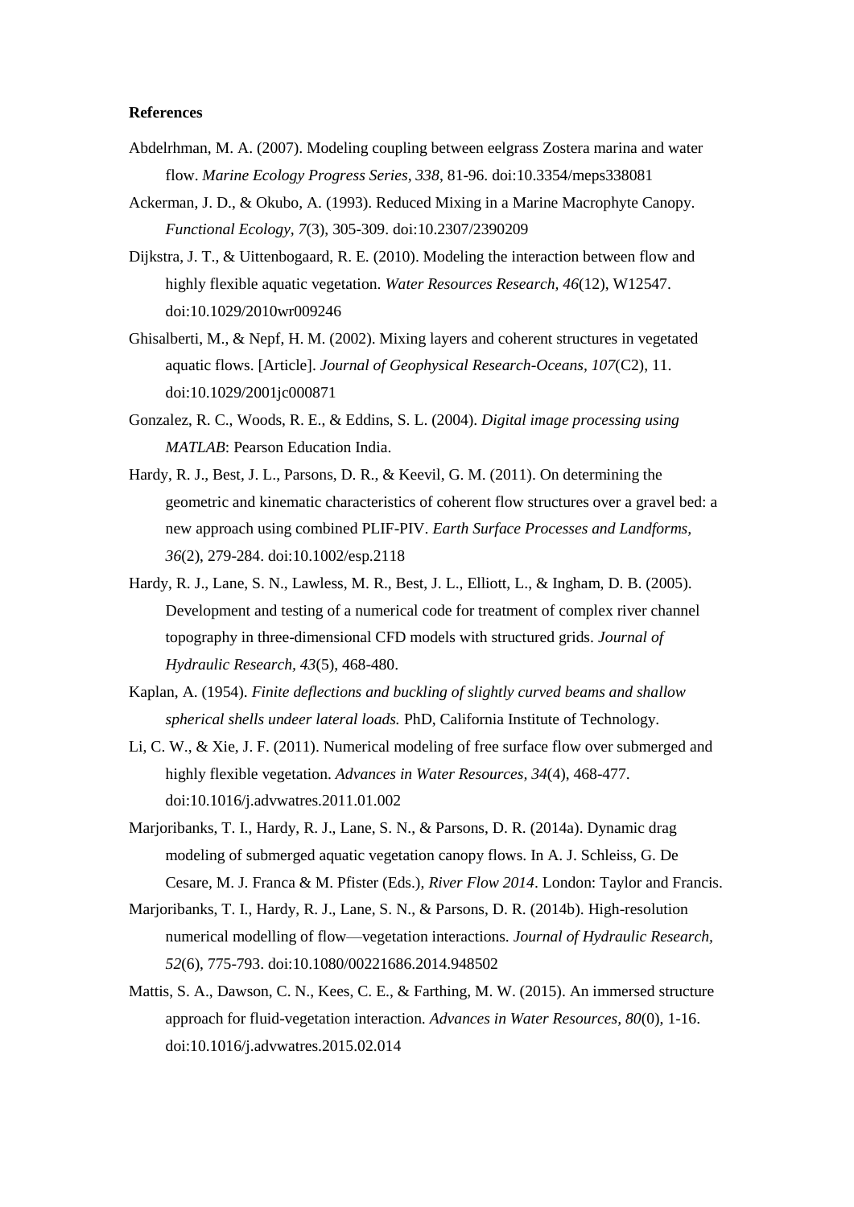**References**

Abdelrhman, M. A. (2007). Modeling coupling between eelgrass Zostera marina and water flow. *Marine Ecology Progress Series, 338*, 81-96. doi:10.3354/meps338081

Ackerman, J. D., & Okubo, A. (1993). Reduced Mixing in a Marine Macrophyte Canopy. *Functional Ecology, 7*(3), 305-309. doi:10.2307/2390209

Dijkstra, J. T., & Uittenbogaard, R. E. (2010). Modeling the interaction between flow and highly flexible aquatic vegetation. *Water Resources Research, 46*(12), W12547. doi:10.1029/2010wr009246

Ghisalberti, M., & Nepf, H. M. (2002). Mixing layers and coherent structures in vegetated aquatic flows. [Article]. *Journal of Geophysical Research-Oceans, 107*(C2), 11. doi:10.1029/2001jc000871

Gonzalez, R. C., Woods, R. E., & Eddins, S. L. (2004). *Digital image processing using MATLAB*: Pearson Education India.

Hardy, R. J., Best, J. L., Parsons, D. R., & Keevil, G. M. (2011). On determining the geometric and kinematic characteristics of coherent flow structures over a gravel bed: a new approach using combined PLIF-PIV. *Earth Surface Processes and Landforms, 36*(2), 279-284. doi:10.1002/esp.2118

Hardy, R. J., Lane, S. N., Lawless, M. R., Best, J. L., Elliott, L., & Ingham, D. B. (2005). Development and testing of a numerical code for treatment of complex river channel topography in three-dimensional CFD models with structured grids. *Journal of Hydraulic Research, 43*(5), 468-480.

Kaplan, A. (1954). *Finite deflections and buckling of slightly curved beams and shallow spherical shells undeer lateral loads.* PhD, California Institute of Technology.

Li, C. W., & Xie, J. F. (2011). Numerical modeling of free surface flow over submerged and highly flexible vegetation. *Advances in Water Resources, 34*(4), 468-477. doi:10.1016/j.advwatres.2011.01.002

Marjoribanks, T. I., Hardy, R. J., Lane, S. N., & Parsons, D. R. (2014a). Dynamic drag modeling of submerged aquatic vegetation canopy flows. In A. J. Schleiss, G. De Cesare, M. J. Franca & M. Pfister (Eds.), *River Flow 2014*. London: Taylor and Francis.

Marjoribanks, T. I., Hardy, R. J., Lane, S. N., & Parsons, D. R. (2014b). High-resolution numerical modelling of flow—vegetation interactions. *Journal of Hydraulic Research, 52*(6), 775-793. doi:10.1080/00221686.2014.948502

Mattis, S. A., Dawson, C. N., Kees, C. E., & Farthing, M. W. (2015). An immersed structure approach for fluid-vegetation interaction. *Advances in Water Resources, 80*(0), 1-16. doi:10.1016/j.advwatres.2015.02.014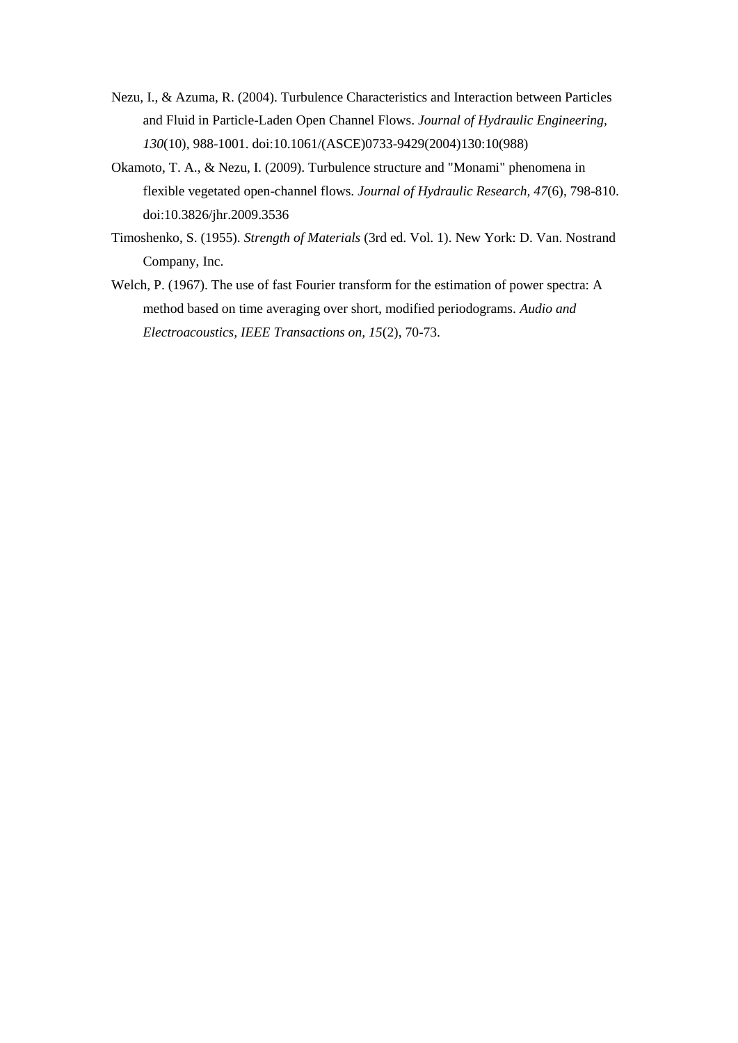Nezu, I., & Azuma, R. (2004). Turbulence Characteristics and Interaction between Particles and Fluid in Particle-Laden Open Channel Flows. *Journal of Hydraulic Engineering, 130*(10), 988-1001. doi:10.1061/(ASCE)0733-9429(2004)130:10(988)

Okamoto, T. A., & Nezu, I. (2009). Turbulence structure and "Monami" phenomena in flexible vegetated open-channel flows. *Journal of Hydraulic Research, 47*(6), 798-810. doi:10.3826/jhr.2009.3536

Timoshenko, S. (1955). *Strength of Materials* (3rd ed. Vol. 1). New York: D. Van. Nostrand Company, Inc.

Welch, P. (1967). The use of fast Fourier transform for the estimation of power spectra: A method based on time averaging over short, modified periodograms. *Audio and Electroacoustics, IEEE Transactions on, 15*(2), 70-73.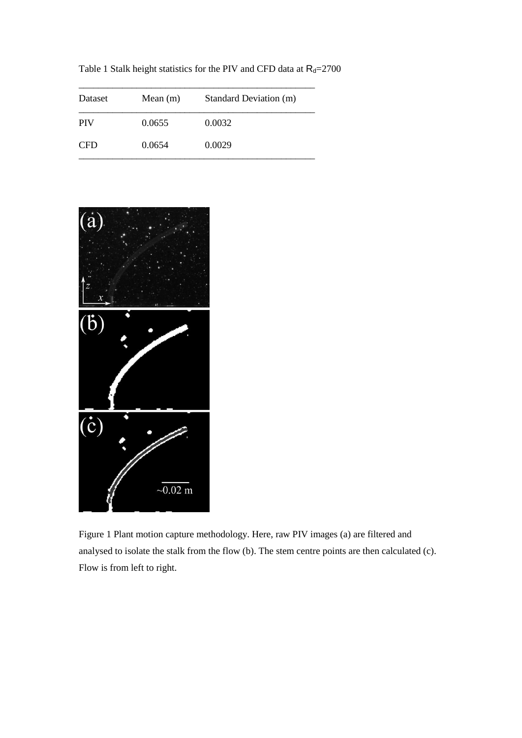Table 1 Stalk height statistics for the PIV and CFD data at $R_d$=2700

| Dataset | Mean (m) | Standard Deviation (m) |
| --- | --- | --- |
| PIV | 0.0655 | 0.0032 |
| CFD | 0.0654 | 0.0029 |

Figure 1 Plant motion capture methodology. Here, raw PIV images (a) are filtered and analysed to isolate the stalk from the flow (b). The stem centre points are then calculated (c). Flow is from left to right.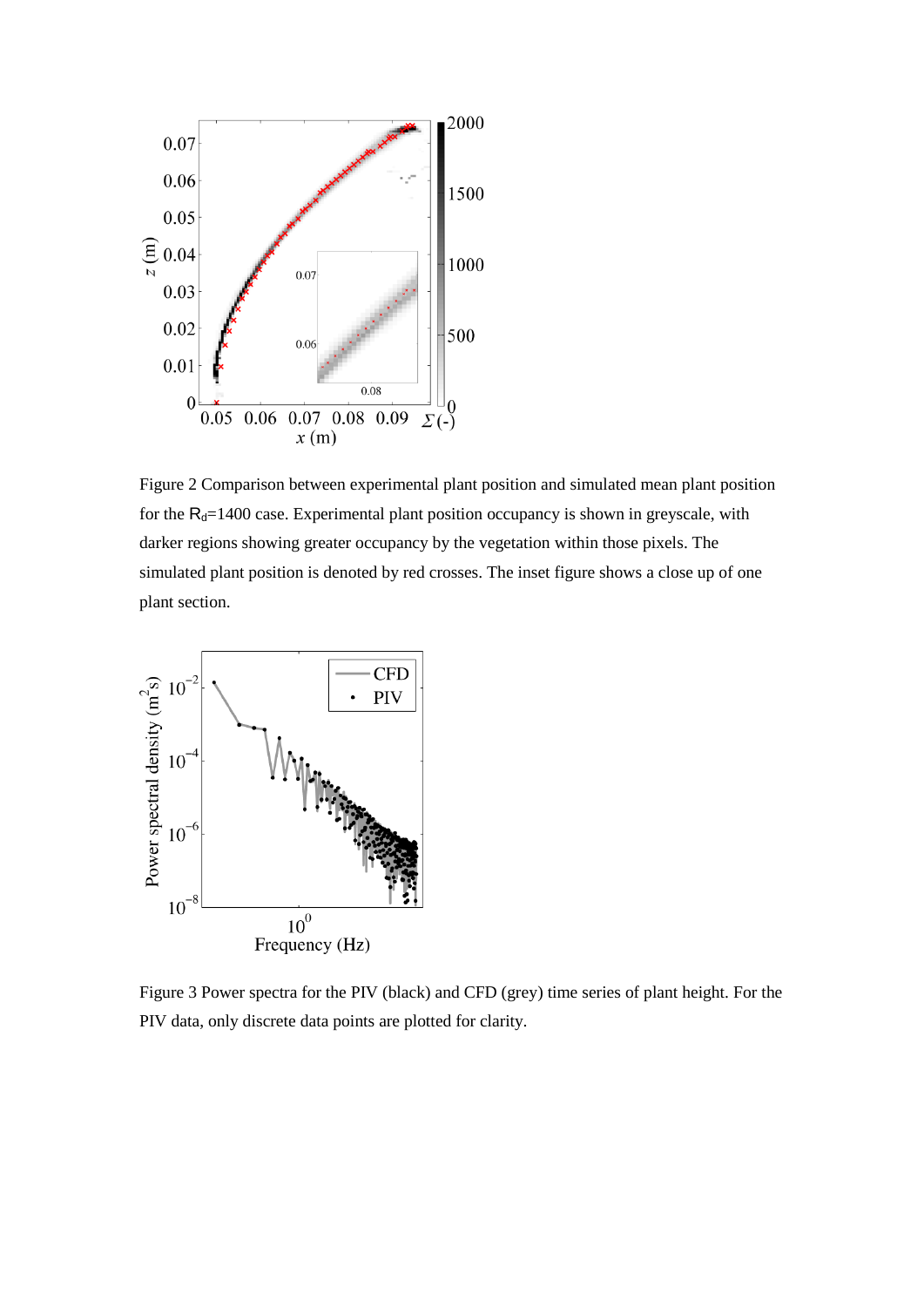Figure 2 Comparison between experimental plant position and simulated mean plant position for the $R_d$=1400 case. Experimental plant position occupancy is shown in greyscale, with darker regions showing greater occupancy by the vegetation within those pixels. The simulated plant position is denoted by red crosses. The inset figure shows a close up of one plant section.

Figure 3 Power spectra for the PIV (black) and CFD (grey) time series of plant height. For the PIV data, only discrete data points are plotted for clarity.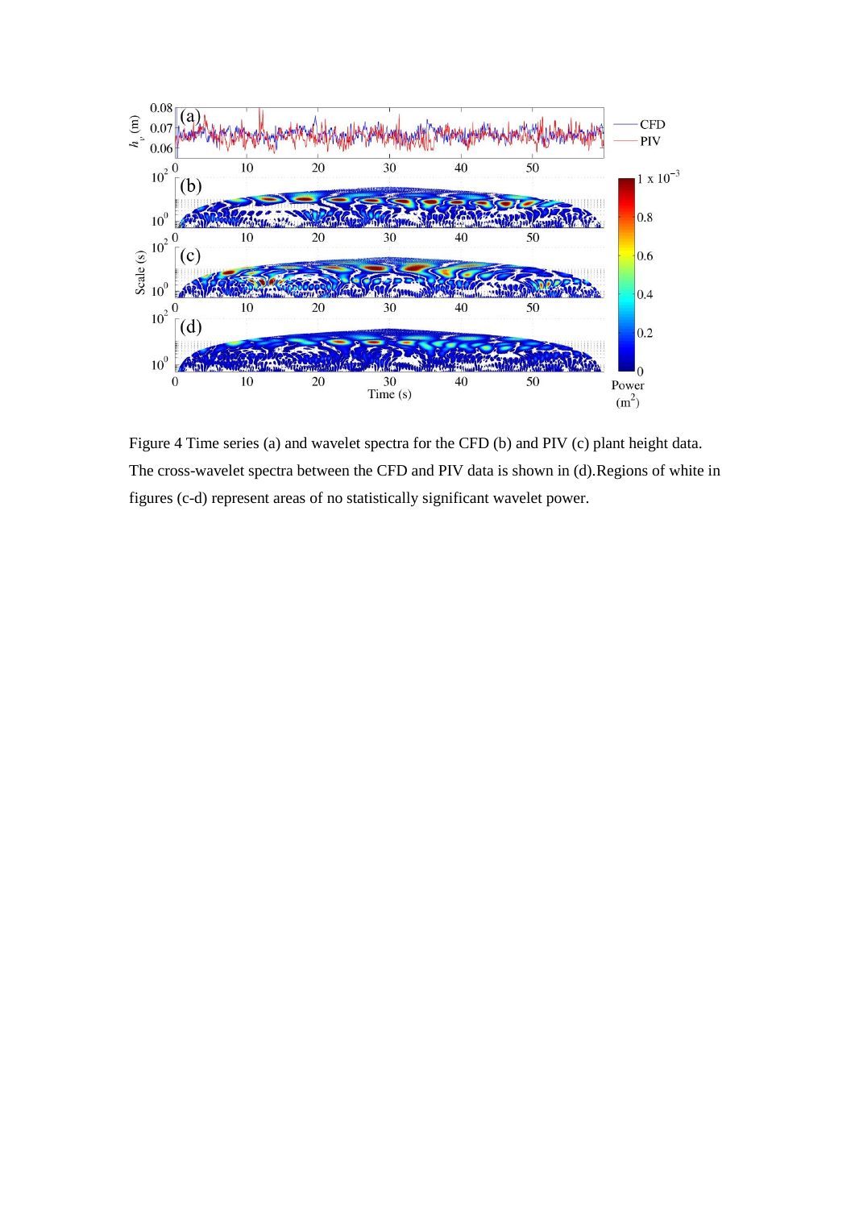$h_v$ (m)

0.08

0.07

0.06

(a)

CFD

PIV

(b)

(c)

(d)

Scale (s)

$10^2$

$10^0$

0

10

20

30

40

50

Time (s)

$1 \times 10^{-3}$

0.8

0.6

0.4

0.2

0

Power ($m^2$)

Figure 4 Time series (a) and wavelet spectra for the CFD (b) and PIV (c) plant height data. The cross-wavelet spectra between the CFD and PIV data is shown in (d). Regions of white in figures (c-d) represent areas of no statistically significant wavelet power.